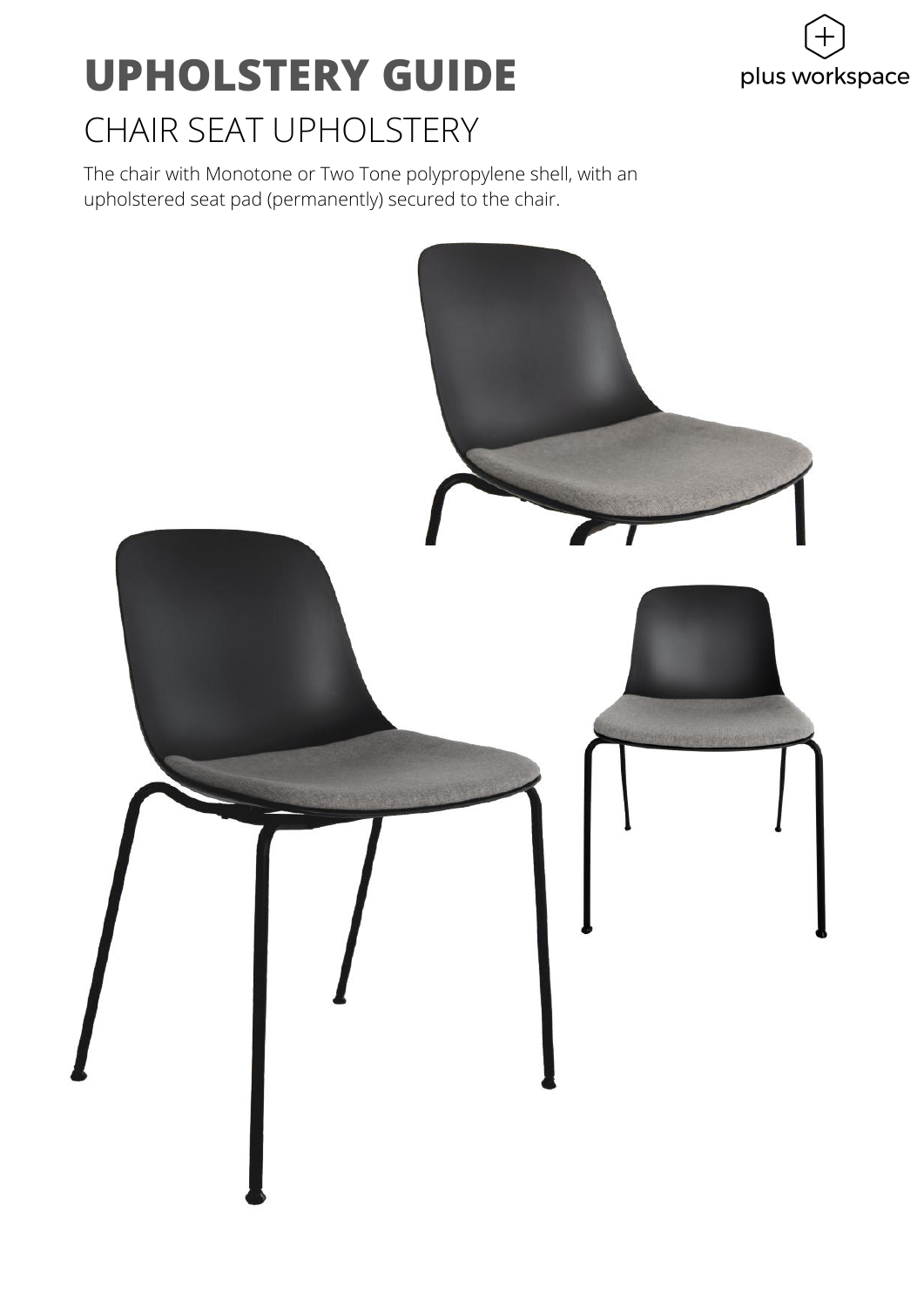# UPHOLSTERY GUIDE

## CHAIR SEAT UPHOLSTERY

The chair with Monotone or Two Tone polypropylene shell, with an upholstered seat pad (permanently) secured to the chair.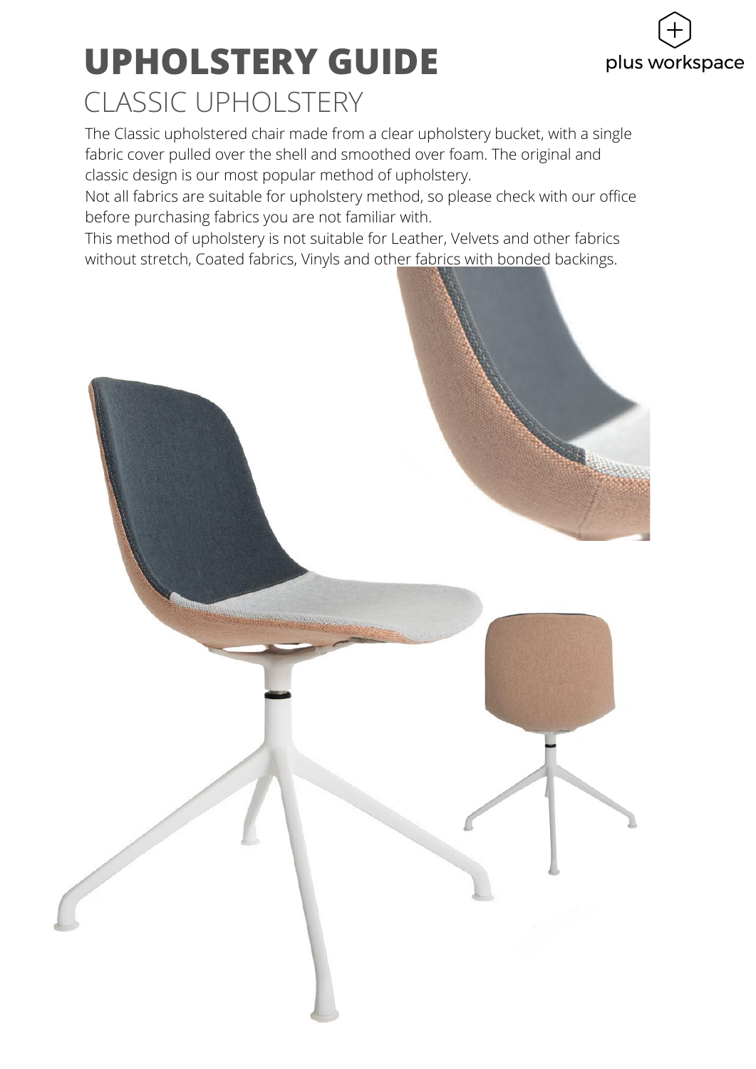# UPHOLSTERY GUIDE

## CLASSIC UPHOLSTERY

The Classic upholstered chair made from a clear upholstery bucket, with a single fabric cover pulled over the shell and smoothed over foam. The original and classic design is our most popular method of upholstery.

Not all fabrics are suitable for upholstery method, so please check with our office before purchasing fabrics you are not familiar with.

This method of upholstery is not suitable for Leather, Velvets and other fabrics without stretch, Coated fabrics, Vinyls and other fabrics with bonded backings.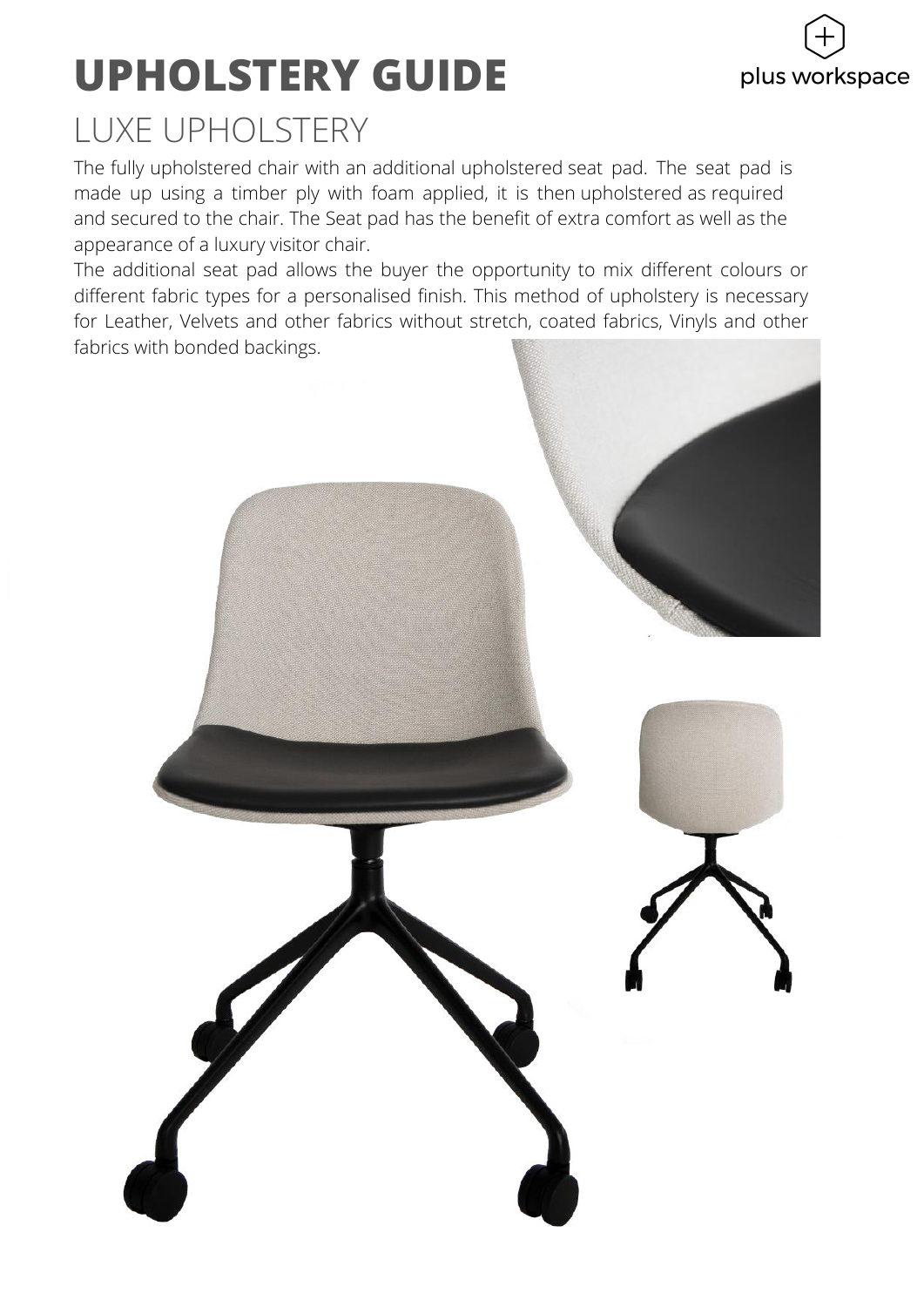# UPHOLSTERY GUIDE

## LUXE UPHOLSTERY

The fully upholstered chair with an additional upholstered seat pad. The seat pad is made up using a timber ply with foam applied, it is then upholstered as required and secured to the chair. The Seat pad has the benefit of extra comfort as well as the appearance of a luxury visitor chair.

The additional seat pad allows the buyer the opportunity to mix different colours or different fabric types for a personalised finish. This method of upholstery is necessary for Leather, Velvets and other fabrics without stretch, coated fabrics, Vinyls and other fabrics with bonded backings.